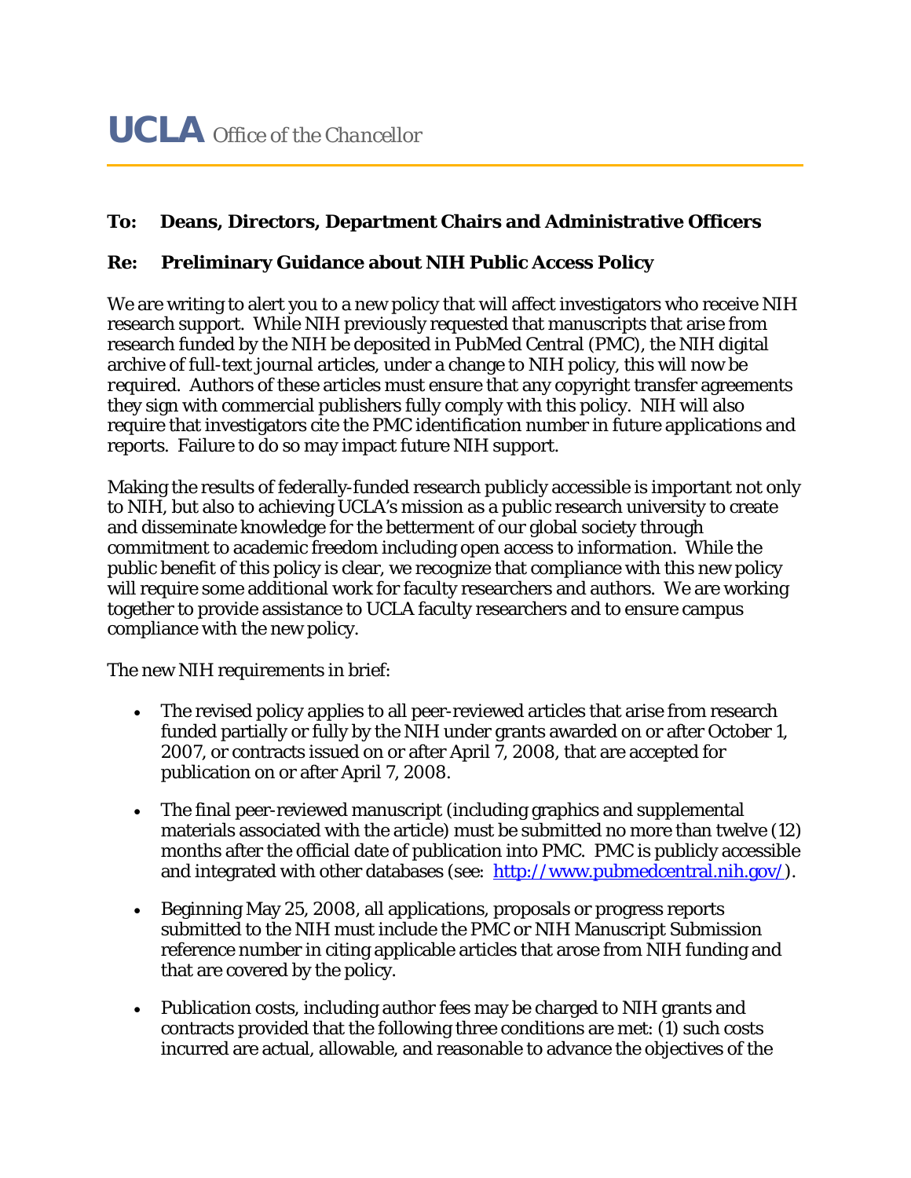**UCLA** *Office of the Chancellor*

**To: Deans, Directors, Department Chairs and Administrative Officers**

**Re: Preliminary Guidance about NIH Public Access Policy**

We are writing to alert you to a new policy that will affect investigators who receive NIH research support. While NIH previously requested that manuscripts that arise from research funded by the NIH be deposited in PubMed Central (PMC), the NIH digital archive of full-text journal articles, under a change to NIH policy, this will now be *required*. Authors of these articles must ensure that any copyright transfer agreements they sign with commercial publishers fully comply with this policy. NIH will also require that investigators cite the PMC identification number in future applications and reports. Failure to do so may impact future NIH support.

Making the results of federally-funded research publicly accessible is important not only to NIH, but also to achieving UCLA's mission as a public research university to create and disseminate knowledge for the betterment of our global society through commitment to academic freedom including open access to information. While the public benefit of this policy is clear, we recognize that compliance with this new policy will require some additional work for faculty researchers and authors. We are working together to provide assistance to UCLA faculty researchers and to ensure campus compliance with the new policy.

The new NIH requirements in brief:

- The revised policy applies to all peer-reviewed articles that arise from research funded partially or fully by the NIH under grants awarded on or after October 1, 2007, or contracts issued on or after April 7, 2008, that are accepted for publication on or after April 7, 2008.
- The final peer-reviewed manuscript (including graphics and supplemental materials associated with the article) must be submitted no more than twelve (12) months after the official date of publication into PMC. PMC is publicly accessible and integrated with other databases (see: [http://www.pubmedcentral.nih.gov/](http://www.pubmedcentral.nih.gov/)).
- Beginning May 25, 2008, all applications, proposals or progress reports submitted to the NIH must include the PMC or NIH Manuscript Submission reference number in citing applicable articles that arose from NIH funding and that are covered by the policy.
- Publication costs, including author fees may be charged to NIH grants and contracts provided that the following three conditions are met: (1) such costs incurred are actual, allowable, and reasonable to advance the objectives of the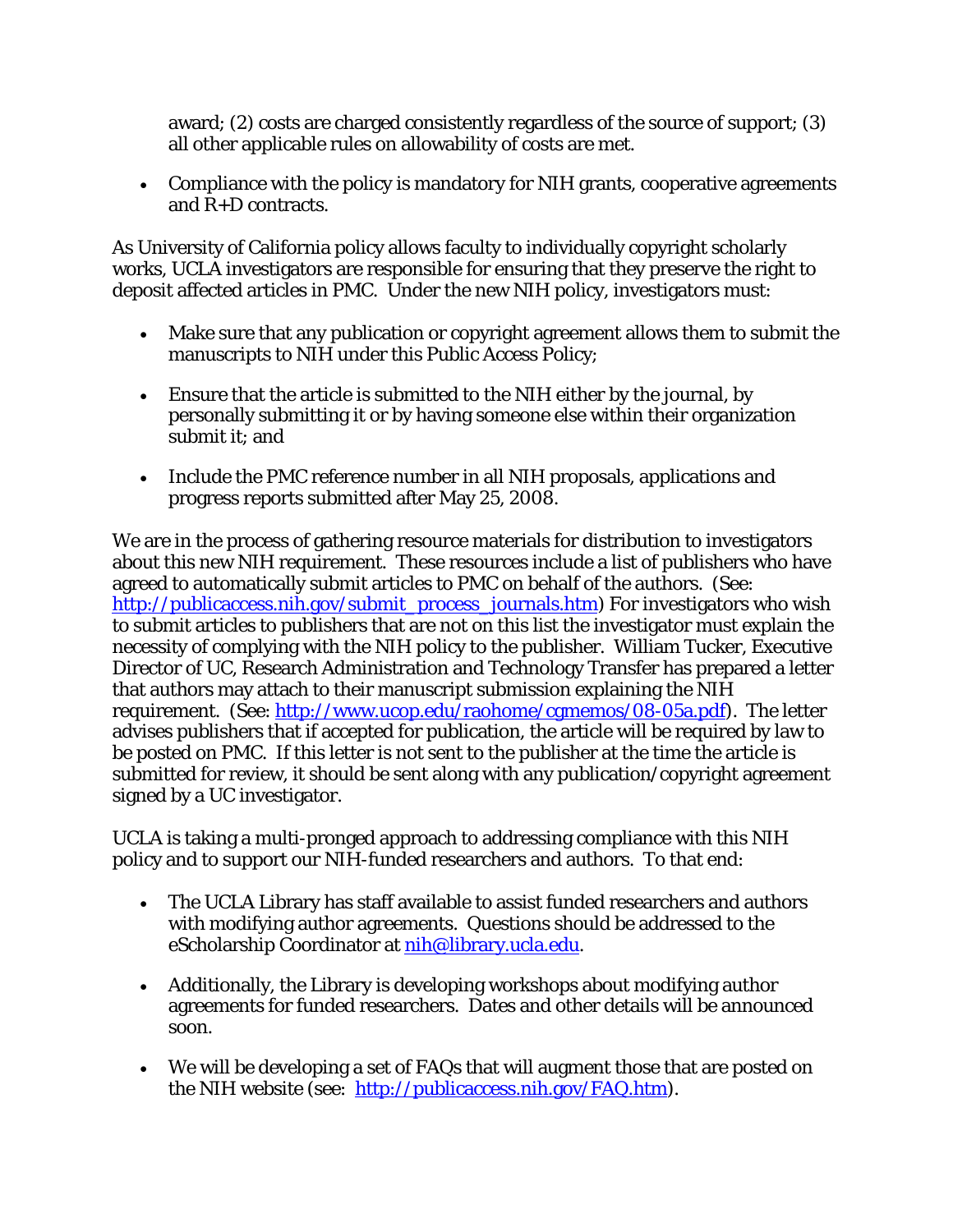award; (2) costs are charged consistently regardless of the source of support; (3) all other applicable rules on allowability of costs are met.

- Compliance with the policy is mandatory for NIH grants, cooperative agreements and R+D contracts.

As University of California policy allows faculty to individually copyright scholarly works, UCLA investigators are responsible for ensuring that they preserve the right to deposit affected articles in PMC. Under the new NIH policy, investigators must:

- Make sure that any publication or copyright agreement allows them to submit the manuscripts to NIH under this Public Access Policy;

- Ensure that the article is submitted to the NIH either by the journal, by personally submitting it or by having someone else within their organization submit it; and

- Include the PMC reference number in all NIH proposals, applications and progress reports submitted after May 25, 2008.

We are in the process of gathering resource materials for distribution to investigators about this new NIH requirement. These resources include a list of publishers who have agreed to automatically submit articles to PMC on behalf of the authors. (See: http://publicaccess.nih.gov/submit_process_journals.htm) For investigators who wish to submit articles to publishers that are not on this list the investigator must explain the necessity of complying with the NIH policy to the publisher. William Tucker, Executive Director of UC, Research Administration and Technology Transfer has prepared a letter that authors may attach to their manuscript submission explaining the NIH requirement. (See: http://www.ucop.edu/raohome/cgmemos/08-05a.pdf). The letter advises publishers that if accepted for publication, the article will be required by law to be posted on PMC. If this letter is not sent to the publisher at the time the article is submitted for review, it should be sent along with any publication/copyright agreement signed by a UC investigator.

UCLA is taking a multi-pronged approach to addressing compliance with this NIH policy and to support our NIH-funded researchers and authors. To that end:

- The UCLA Library has staff available to assist funded researchers and authors with modifying author agreements. Questions should be addressed to the eScholarship Coordinator at nih@library.ucla.edu.

- Additionally, the Library is developing workshops about modifying author agreements for funded researchers. Dates and other details will be announced soon.

- We will be developing a set of FAQs that will augment those that are posted on the NIH website (see: http://publicaccess.nih.gov/FAQ.htm).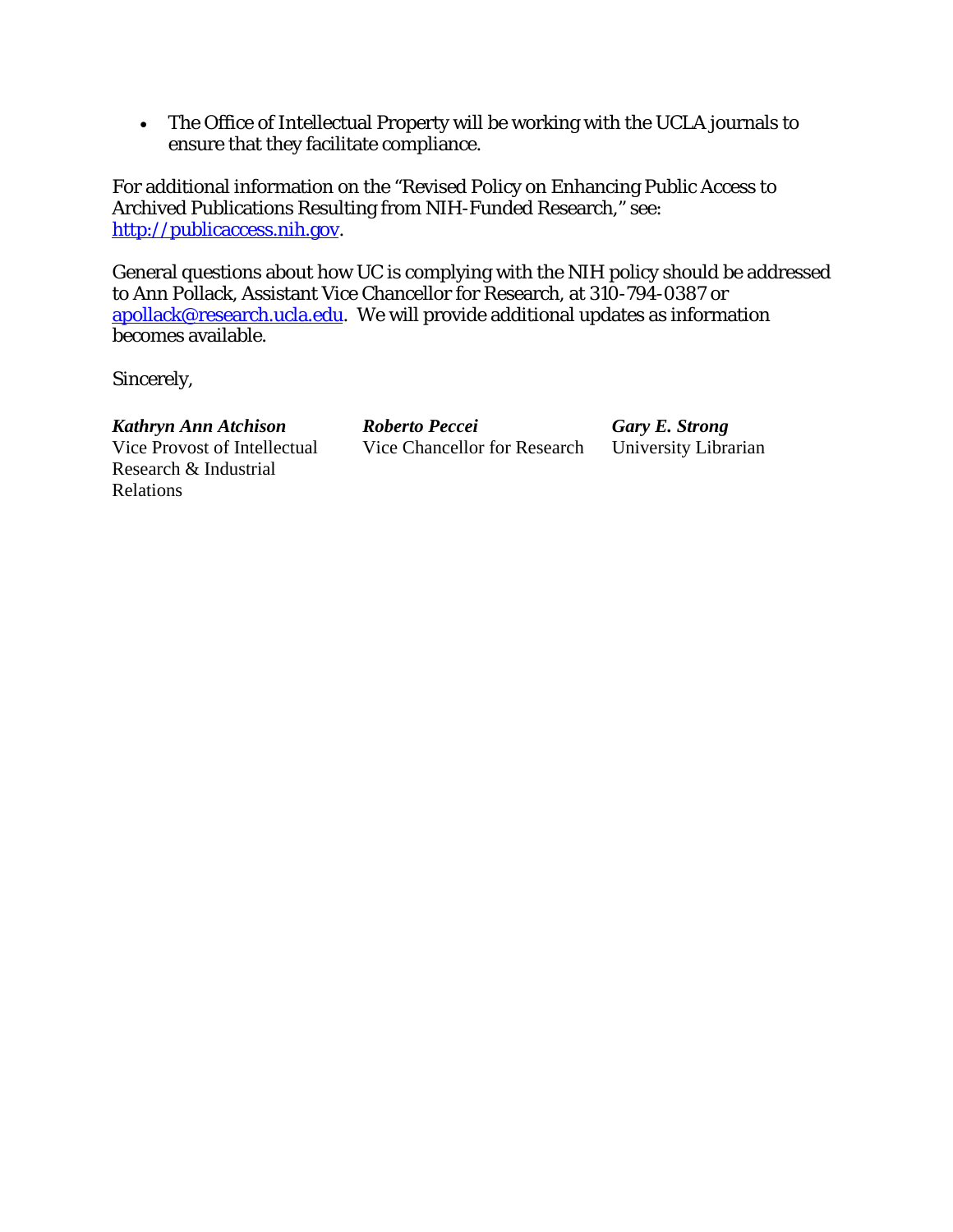- The Office of Intellectual Property will be working with the UCLA journals to ensure that they facilitate compliance.

For additional information on the "Revised Policy on Enhancing Public Access to Archived Publications Resulting from NIH-Funded Research," see: http://publicaccess.nih.gov.

General questions about how UC is complying with the NIH policy should be addressed to Ann Pollack, Assistant Vice Chancellor for Research, at 310-794-0387 or apollack@research.ucla.edu. We will provide additional updates as information becomes available.

Sincerely,

***Kathryn Ann Atchison***
Vice Provost of Intellectual Research & Industrial Relations

***Roberto Peccei***
Vice Chancellor for Research

***Gary E. Strong***
University Librarian